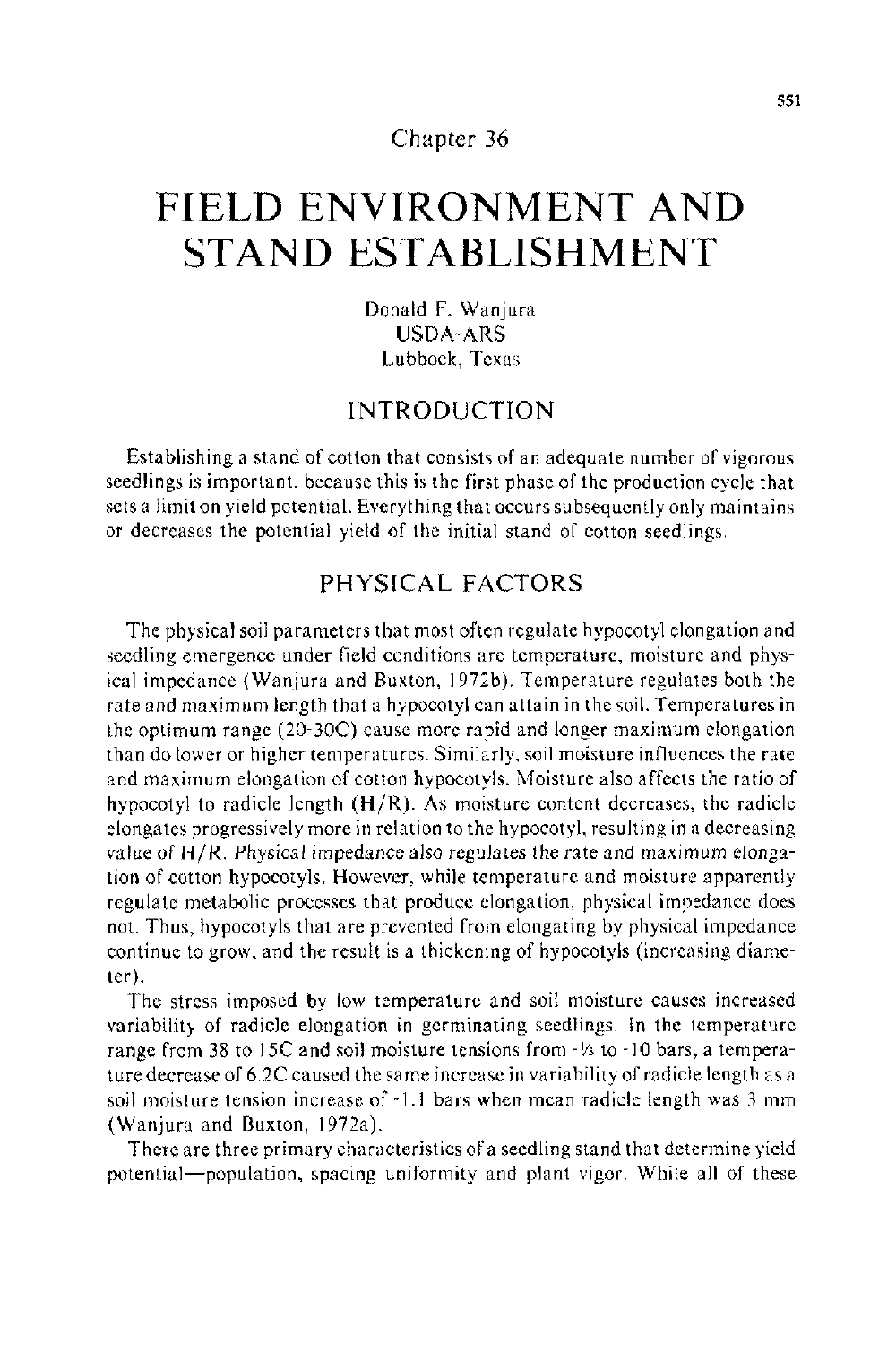Chapter 36

# FIELD ENVIRONMENT AND STAND ESTABLISHMENT

Donald F. Wanjura
USDA-ARS
Lubbock, Texas

## INTRODUCTION

Establishing a stand of cotton that consists of an adequate number of vigorous seedlings is important, because this is the first phase of the production cycle that sets a limit on yield potential. Everything that occurs subsequently only maintains or decreases the potential yield of the initial stand of cotton seedlings.

## PHYSICAL FACTORS

The physical soil parameters that most often regulate hypocotyl elongation and seedling emergence under field conditions are temperature, moisture and physical impedance (Wanjura and Buxton, 1972b). Temperature regulates both the rate and maximum length that a hypocotyl can attain in the soil. Temperatures in the optimum range (20-30C) cause more rapid and longer maximum elongation than do lower or higher temperatures. Similarly, soil moisture influences the rate and maximum elongation of cotton hypocotyls. Moisture also affects the ratio of hypocotyl to radicle length (**H/R**). As moisture content decreases, the radicle elongates progressively more in relation to the hypocotyl, resulting in a decreasing value of H/R. Physical impedance also regulates the rate and maximum elongation of cotton hypocotyls. However, while temperature and moisture apparently regulate metabolic processes that produce elongation, physical impedance does not. Thus, hypocotyls that are prevented from elongating by physical impedance continue to grow, and the result is a thickening of hypocotyls (increasing diameter).

The stress imposed by low temperature and soil moisture causes increased variability of radicle elongation in germinating seedlings. In the temperature range from 38 to 15C and soil moisture tensions from -⅓ to -10 bars, a temperature decrease of 6.2C caused the same increase in variability of radicle length as a soil moisture tension increase of -1.1 bars when mean radicle length was 3 mm (Wanjura and Buxton, 1972a).

There are three primary characteristics of a seedling stand that determine yield potential—population, spacing uniformity and plant vigor. While all of these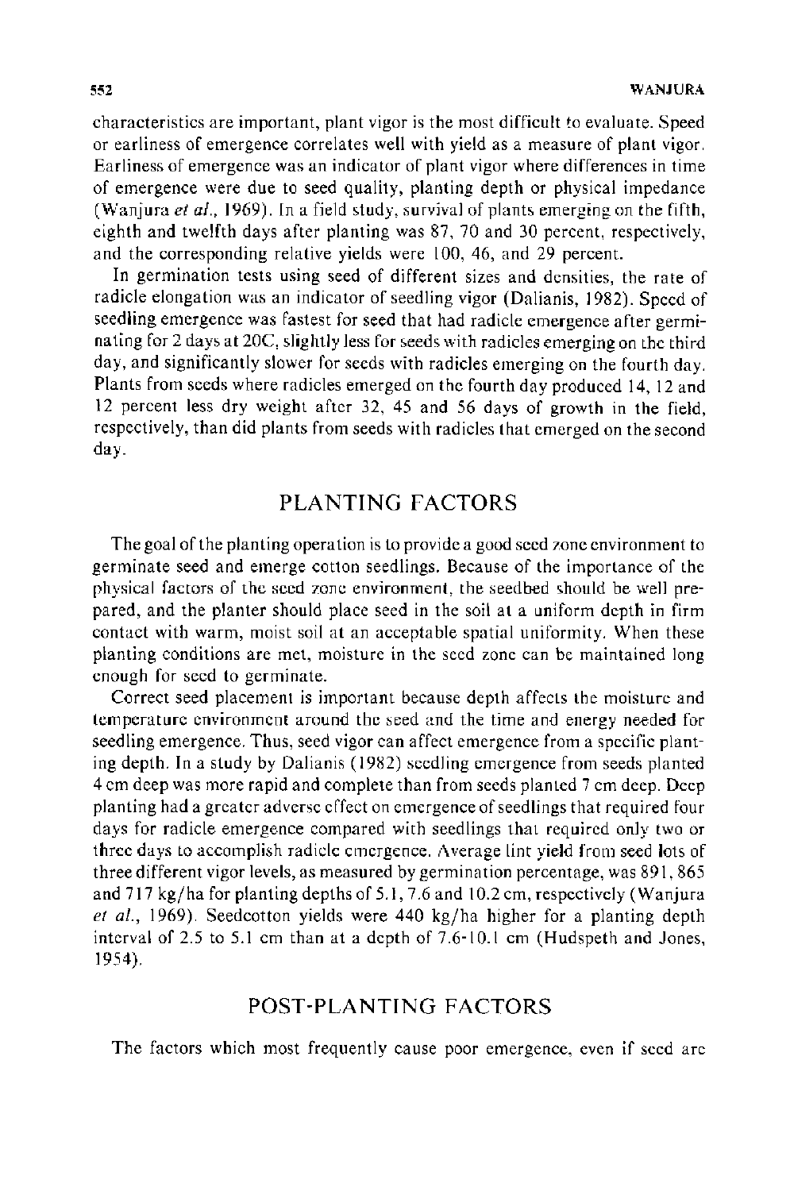characteristics are important, plant vigor is the most difficult to evaluate. Speed or earliness of emergence correlates well with yield as a measure of plant vigor. Earliness of emergence was an indicator of plant vigor where differences in time of emergence were due to seed quality, planting depth or physical impedance (Wanjura *et al.*, 1969). In a field study, survival of plants emerging on the fifth, eighth and twelfth days after planting was 87, 70 and 30 percent, respectively, and the corresponding relative yields were 100, 46, and 29 percent.

In germination tests using seed of different sizes and densities, the rate of radicle elongation was an indicator of seedling vigor (Dalianis, 1982). Speed of seedling emergence was fastest for seed that had radicle emergence after germinating for 2 days at 20C, slightly less for seeds with radicles emerging on the third day, and significantly slower for seeds with radicles emerging on the fourth day. Plants from seeds where radicles emerged on the fourth day produced 14, 12 and 12 percent less dry weight after 32, 45 and 56 days of growth in the field, respectively, than did plants from seeds with radicles that emerged on the second day.

## PLANTING FACTORS

The goal of the planting operation is to provide a good seed zone environment to germinate seed and emerge cotton seedlings. Because of the importance of the physical factors of the seed zone environment, the seedbed should be well prepared, and the planter should place seed in the soil at a uniform depth in firm contact with warm, moist soil at an acceptable spatial uniformity. When these planting conditions are met, moisture in the seed zone can be maintained long enough for seed to germinate.

Correct seed placement is important because depth affects the moisture and temperature environment around the seed and the time and energy needed for seedling emergence. Thus, seed vigor can affect emergence from a specific planting depth. In a study by Dalianis (1982) seedling emergence from seeds planted 4 cm deep was more rapid and complete than from seeds planted 7 cm deep. Deep planting had a greater adverse effect on emergence of seedlings that required four days for radicle emergence compared with seedlings that required only two or three days to accomplish radicle emergence. Average lint yield from seed lots of three different vigor levels, as measured by germination percentage, was 891, 865 and 717 kg/ha for planting depths of 5.1, 7.6 and 10.2 cm, respectively (Wanjura *et al.*, 1969). Seedcotton yields were 440 kg/ha higher for a planting depth interval of 2.5 to 5.1 cm than at a depth of 7.6-10.1 cm (Hudspeth and Jones, 1954).

## POST-PLANTING FACTORS

The factors which most frequently cause poor emergence, even if seed are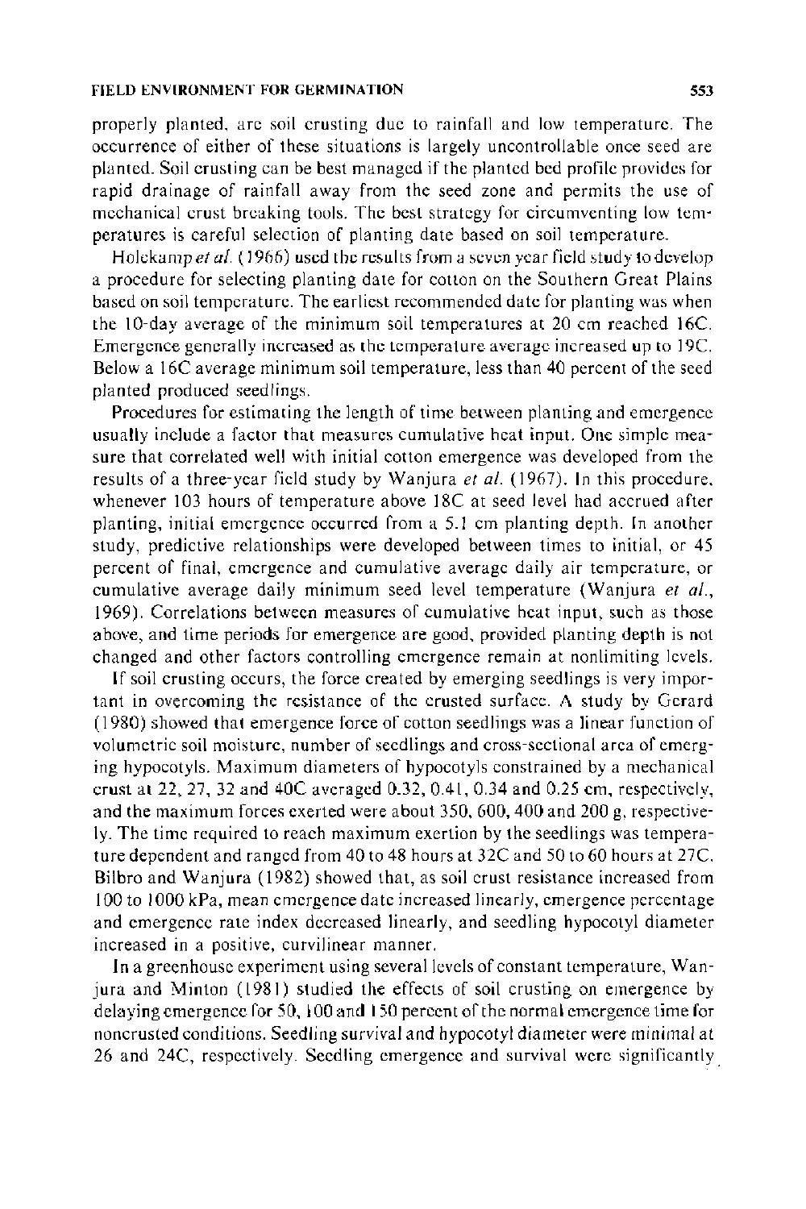properly planted, are soil crusting due to rainfall and low temperature. The occurrence of either of these situations is largely uncontrollable once seed are planted. Soil crusting can be best managed if the planted bed profile provides for rapid drainage of rainfall away from the seed zone and permits the use of mechanical crust breaking tools. The best strategy for circumventing low temperatures is careful selection of planting date based on soil temperature.

Holekamp *et al.* (1966) used the results from a seven year field study to develop a procedure for selecting planting date for cotton on the Southern Great Plains based on soil temperature. The earliest recommended date for planting was when the 10-day average of the minimum soil temperatures at 20 cm reached 16C. Emergence generally increased as the temperature average increased up to 19C. Below a 16C average minimum soil temperature, less than 40 percent of the seed planted produced seedlings.

Procedures for estimating the length of time between planting and emergence usually include a factor that measures cumulative heat input. One simple measure that correlated well with initial cotton emergence was developed from the results of a three-year field study by Wanjura *et al.* (1967). In this procedure, whenever 103 hours of temperature above 18C at seed level had accrued after planting, initial emergence occurred from a 5.1 cm planting depth. In another study, predictive relationships were developed between times to initial, or 45 percent of final, emergence and cumulative average daily air temperature, or cumulative average daily minimum seed level temperature (Wanjura *et al.*, 1969). Correlations between measures of cumulative heat input, such as those above, and time periods for emergence are good, provided planting depth is not changed and other factors controlling emergence remain at nonlimiting levels.

If soil crusting occurs, the force created by emerging seedlings is very important in overcoming the resistance of the crusted surface. A study by Gerard (1980) showed that emergence force of cotton seedlings was a linear function of volumetric soil moisture, number of seedlings and cross-sectional area of emerging hypocotyls. Maximum diameters of hypocotyls constrained by a mechanical crust at 22, 27, 32 and 40C averaged 0.32, 0.41, 0.34 and 0.25 cm, respectively, and the maximum forces exerted were about 350, 600, 400 and 200 g, respectively. The time required to reach maximum exertion by the seedlings was temperature dependent and ranged from 40 to 48 hours at 32C and 50 to 60 hours at 27C. Bilbro and Wanjura (1982) showed that, as soil crust resistance increased from 100 to 1000 kPa, mean emergence date increased linearly, emergence percentage and emergence rate index decreased linearly, and seedling hypocotyl diameter increased in a positive, curvilinear manner.

In a greenhouse experiment using several levels of constant temperature, Wanjura and Minton (1981) studied the effects of soil crusting on emergence by delaying emergence for 50, 100 and 150 percent of the normal emergence time for noncrusted conditions. Seedling survival and hypocotyl diameter were minimal at 26 and 24C, respectively. Seedling emergence and survival were significantly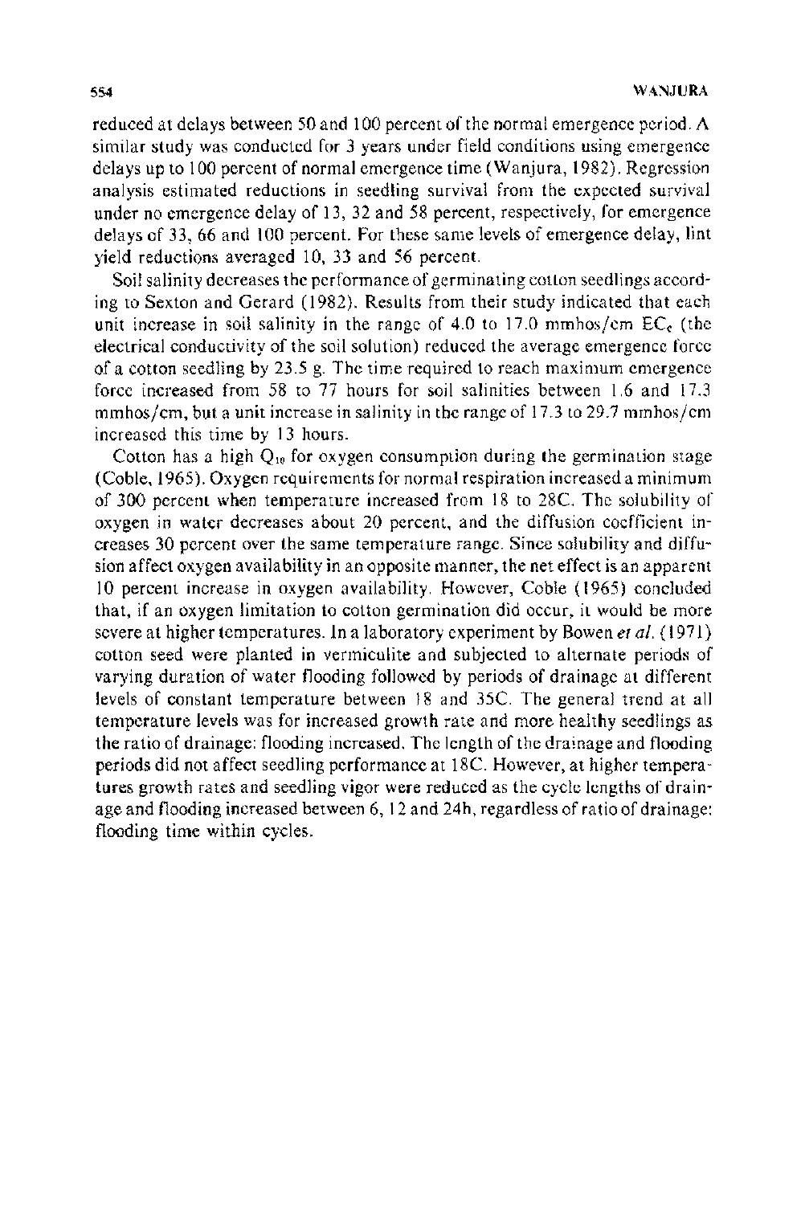reduced at delays between 50 and 100 percent of the normal emergence period. A similar study was conducted for 3 years under field conditions using emergence delays up to 100 percent of normal emergence time (Wanjura, 1982). Regression analysis estimated reductions in seedling survival from the expected survival under no emergence delay of 13, 32 and 58 percent, respectively, for emergence delays of 33, 66 and 100 percent. For these same levels of emergence delay, lint yield reductions averaged 10, 33 and 56 percent.

Soil salinity decreases the performance of germinating cotton seedlings according to Sexton and Gerard (1982). Results from their study indicated that each unit increase in soil salinity in the range of 4.0 to 17.0 mmhos/cm $EC_e$ (the electrical conductivity of the soil solution) reduced the average emergence force of a cotton seedling by 23.5 g. The time required to reach maximum emergence force increased from 58 to 77 hours for soil salinities between 1.6 and 17.3 mmhos/cm, but a unit increase in salinity in the range of 17.3 to 29.7 mmhos/cm increased this time by 13 hours.

Cotton has a high $Q_{10}$ for oxygen consumption during the germination stage (Coble, 1965). Oxygen requirements for normal respiration increased a minimum of 300 percent when temperature increased from 18 to 28C. The solubility of oxygen in water decreases about 20 percent, and the diffusion coefficient increases 30 percent over the same temperature range. Since solubility and diffusion affect oxygen availability in an opposite manner, the net effect is an apparent 10 percent increase in oxygen availability. However, Coble (1965) concluded that, if an oxygen limitation to cotton germination did occur, it would be more severe at higher temperatures. In a laboratory experiment by Bowen *et al.* (1971) cotton seed were planted in vermiculite and subjected to alternate periods of varying duration of water flooding followed by periods of drainage at different levels of constant temperature between 18 and 35C. The general trend at all temperature levels was for increased growth rate and more healthy seedlings as the ratio of drainage: flooding increased. The length of the drainage and flooding periods did not affect seedling performance at 18C. However, at higher temperatures growth rates and seedling vigor were reduced as the cycle lengths of drainage and flooding increased between 6, 12 and 24h, regardless of ratio of drainage: flooding time within cycles.